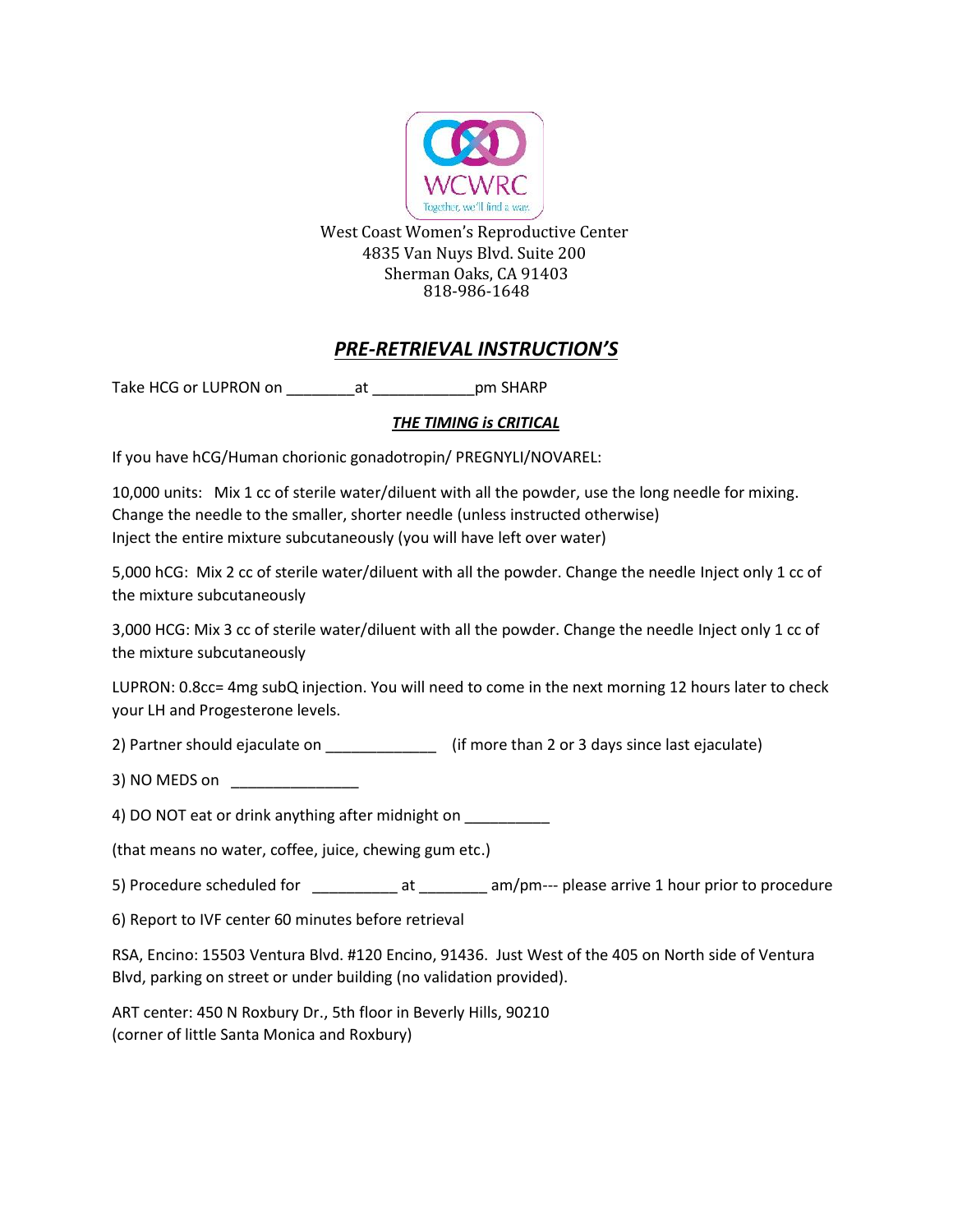WCWRC

Together, we'll find a way.

West Coast Women's Reproductive Center
4835 Van Nuys Blvd. Suite 200
Sherman Oaks, CA 91403
818-986-1648

# ***PRE-RETRIEVAL INSTRUCTION'S***

Take HCG or LUPRON on ________at ____________pm SHARP

***THE TIMING is CRITICAL***

If you have hCG/Human chorionic gonadotropin/ PREGNYLI/NOVAREL:

10,000 units: Mix 1 cc of sterile water/diluent with all the powder, use the long needle for mixing. Change the needle to the smaller, shorter needle (unless instructed otherwise)
Inject the entire mixture subcutaneously (you will have left over water)

5,000 hCG: Mix 2 cc of sterile water/diluent with all the powder. Change the needle Inject only 1 cc of the mixture subcutaneously

3,000 HCG: Mix 3 cc of sterile water/diluent with all the powder. Change the needle Inject only 1 cc of the mixture subcutaneously

LUPRON: 0.8cc= 4mg subQ injection. You will need to come in the next morning 12 hours later to check your LH and Progesterone levels.

2) Partner should ejaculate on _____________ (if more than 2 or 3 days since last ejaculate)

3) NO MEDS on _______________

4) DO NOT eat or drink anything after midnight on __________

(that means no water, coffee, juice, chewing gum etc.)

5) Procedure scheduled for __________ at ________ am/pm--- please arrive 1 hour prior to procedure

6) Report to IVF center 60 minutes before retrieval

RSA, Encino: 15503 Ventura Blvd. #120 Encino, 91436. Just West of the 405 on North side of Ventura Blvd, parking on street or under building (no validation provided).

ART center: 450 N Roxbury Dr., 5th floor in Beverly Hills, 90210
(corner of little Santa Monica and Roxbury)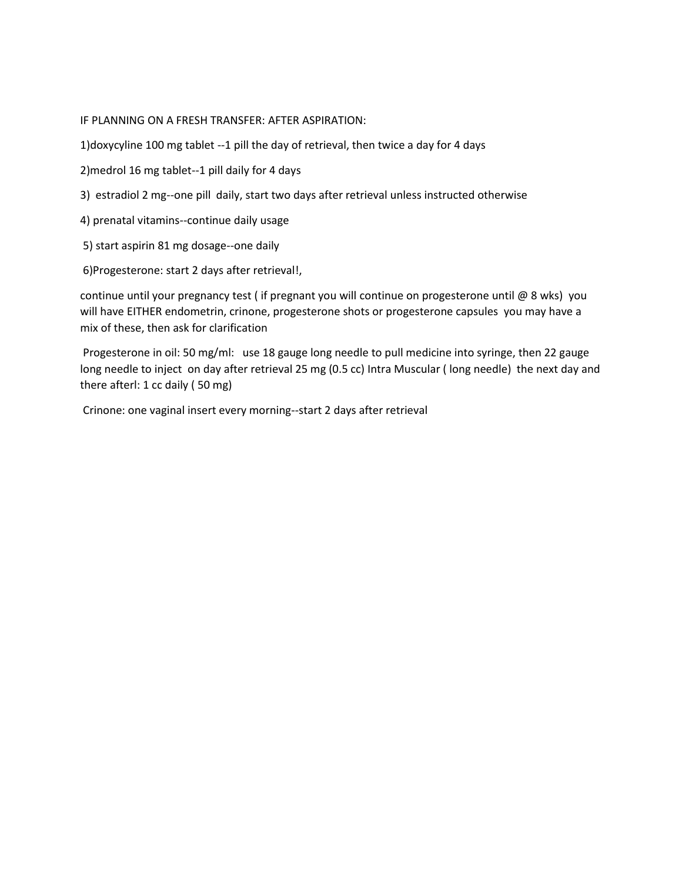IF PLANNING ON A FRESH TRANSFER: AFTER ASPIRATION:

1)doxycyline 100 mg tablet --1 pill the day of retrieval, then twice a day for 4 days

2)medrol 16 mg tablet--1 pill daily for 4 days

3) estradiol 2 mg--one pill daily, start two days after retrieval unless instructed otherwise

4) prenatal vitamins--continue daily usage

5) start aspirin 81 mg dosage--one daily

6)Progesterone: start 2 days after retrieval!,

continue until your pregnancy test ( if pregnant you will continue on progesterone until @ 8 wks) you will have EITHER endometrin, crinone, progesterone shots or progesterone capsules you may have a mix of these, then ask for clarification

Progesterone in oil: 50 mg/ml: use 18 gauge long needle to pull medicine into syringe, then 22 gauge long needle to inject on day after retrieval 25 mg (0.5 cc) Intra Muscular ( long needle) the next day and there afterl: 1 cc daily ( 50 mg)

Crinone: one vaginal insert every morning--start 2 days after retrieval